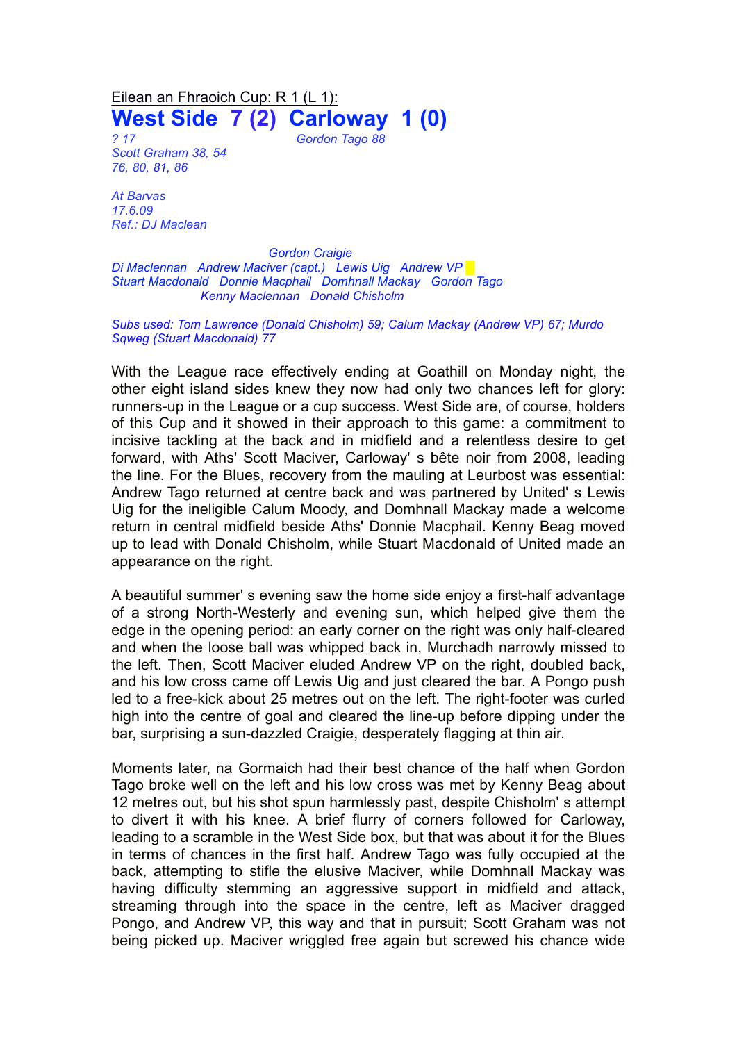Eilean an Fhraoich Cup: R 1 (L 1):

# West Side 7 (2) Carloway 1 (0)

*? 17* — *Gordon Tago 88*
*Scott Graham 38, 54*
*76, 80, 81, 86*

*At Barvas*
*17.6.09*
*Ref.: DJ Maclean*

*Gordon Craigie*
*Di Maclennan Andrew Maciver (capt.) Lewis Uig Andrew VP*
*Stuart Macdonald Donnie Macphail Domhnall Mackay Gordon Tago*
*Kenny Maclennan Donald Chisholm*

*Subs used: Tom Lawrence (Donald Chisholm) 59; Calum Mackay (Andrew VP) 67; Murdo Sqweg (Stuart Macdonald) 77*

With the League race effectively ending at Goathill on Monday night, the other eight island sides knew they now had only two chances left for glory: runners-up in the League or a cup success. West Side are, of course, holders of this Cup and it showed in their approach to this game: a commitment to incisive tackling at the back and in midfield and a relentless desire to get forward, with Aths' Scott Maciver, Carloway' s bête noir from 2008, leading the line. For the Blues, recovery from the mauling at Leurbost was essential: Andrew Tago returned at centre back and was partnered by United' s Lewis Uig for the ineligible Calum Moody, and Domhnall Mackay made a welcome return in central midfield beside Aths' Donnie Macphail. Kenny Beag moved up to lead with Donald Chisholm, while Stuart Macdonald of United made an appearance on the right.

A beautiful summer' s evening saw the home side enjoy a first-half advantage of a strong North-Westerly and evening sun, which helped give them the edge in the opening period: an early corner on the right was only half-cleared and when the loose ball was whipped back in, Murchadh narrowly missed to the left. Then, Scott Maciver eluded Andrew VP on the right, doubled back, and his low cross came off Lewis Uig and just cleared the bar. A Pongo push led to a free-kick about 25 metres out on the left. The right-footer was curled high into the centre of goal and cleared the line-up before dipping under the bar, surprising a sun-dazzled Craigie, desperately flagging at thin air.

Moments later, na Gormaich had their best chance of the half when Gordon Tago broke well on the left and his low cross was met by Kenny Beag about 12 metres out, but his shot spun harmlessly past, despite Chisholm' s attempt to divert it with his knee. A brief flurry of corners followed for Carloway, leading to a scramble in the West Side box, but that was about it for the Blues in terms of chances in the first half. Andrew Tago was fully occupied at the back, attempting to stifle the elusive Maciver, while Domhnall Mackay was having difficulty stemming an aggressive support in midfield and attack, streaming through into the space in the centre, left as Maciver dragged Pongo, and Andrew VP, this way and that in pursuit; Scott Graham was not being picked up. Maciver wriggled free again but screwed his chance wide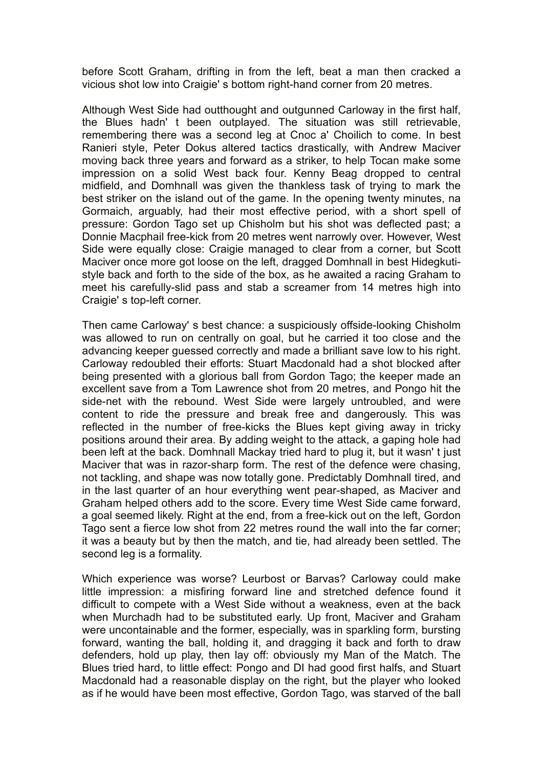before Scott Graham, drifting in from the left, beat a man then cracked a vicious shot low into Craigie' s bottom right-hand corner from 20 metres.

Although West Side had outthought and outgunned Carloway in the first half, the Blues hadn' t been outplayed. The situation was still retrievable, remembering there was a second leg at Cnoc a' Choilich to come. In best Ranieri style, Peter Dokus altered tactics drastically, with Andrew Maciver moving back three years and forward as a striker, to help Tocan make some impression on a solid West back four. Kenny Beag dropped to central midfield, and Domhnall was given the thankless task of trying to mark the best striker on the island out of the game. In the opening twenty minutes, na Gormaich, arguably, had their most effective period, with a short spell of pressure: Gordon Tago set up Chisholm but his shot was deflected past; a Donnie Macphail free-kick from 20 metres went narrowly over. However, West Side were equally close: Craigie managed to clear from a corner, but Scott Maciver once more got loose on the left, dragged Domhnall in best Hidegkuti-style back and forth to the side of the box, as he awaited a racing Graham to meet his carefully-slid pass and stab a screamer from 14 metres high into Craigie' s top-left corner.

Then came Carloway' s best chance: a suspiciously offside-looking Chisholm was allowed to run on centrally on goal, but he carried it too close and the advancing keeper guessed correctly and made a brilliant save low to his right. Carloway redoubled their efforts: Stuart Macdonald had a shot blocked after being presented with a glorious ball from Gordon Tago; the keeper made an excellent save from a Tom Lawrence shot from 20 metres, and Pongo hit the side-net with the rebound. West Side were largely untroubled, and were content to ride the pressure and break free and dangerously. This was reflected in the number of free-kicks the Blues kept giving away in tricky positions around their area. By adding weight to the attack, a gaping hole had been left at the back. Domhnall Mackay tried hard to plug it, but it wasn' t just Maciver that was in razor-sharp form. The rest of the defence were chasing, not tackling, and shape was now totally gone. Predictably Domhnall tired, and in the last quarter of an hour everything went pear-shaped, as Maciver and Graham helped others add to the score. Every time West Side came forward, a goal seemed likely. Right at the end, from a free-kick out on the left, Gordon Tago sent a fierce low shot from 22 metres round the wall into the far corner; it was a beauty but by then the match, and tie, had already been settled. The second leg is a formality.

Which experience was worse? Leurbost or Barvas? Carloway could make little impression: a misfiring forward line and stretched defence found it difficult to compete with a West Side without a weakness, even at the back when Murchadh had to be substituted early. Up front, Maciver and Graham were uncontainable and the former, especially, was in sparkling form, bursting forward, wanting the ball, holding it, and dragging it back and forth to draw defenders, hold up play, then lay off: obviously my Man of the Match. The Blues tried hard, to little effect: Pongo and DI had good first halfs, and Stuart Macdonald had a reasonable display on the right, but the player who looked as if he would have been most effective, Gordon Tago, was starved of the ball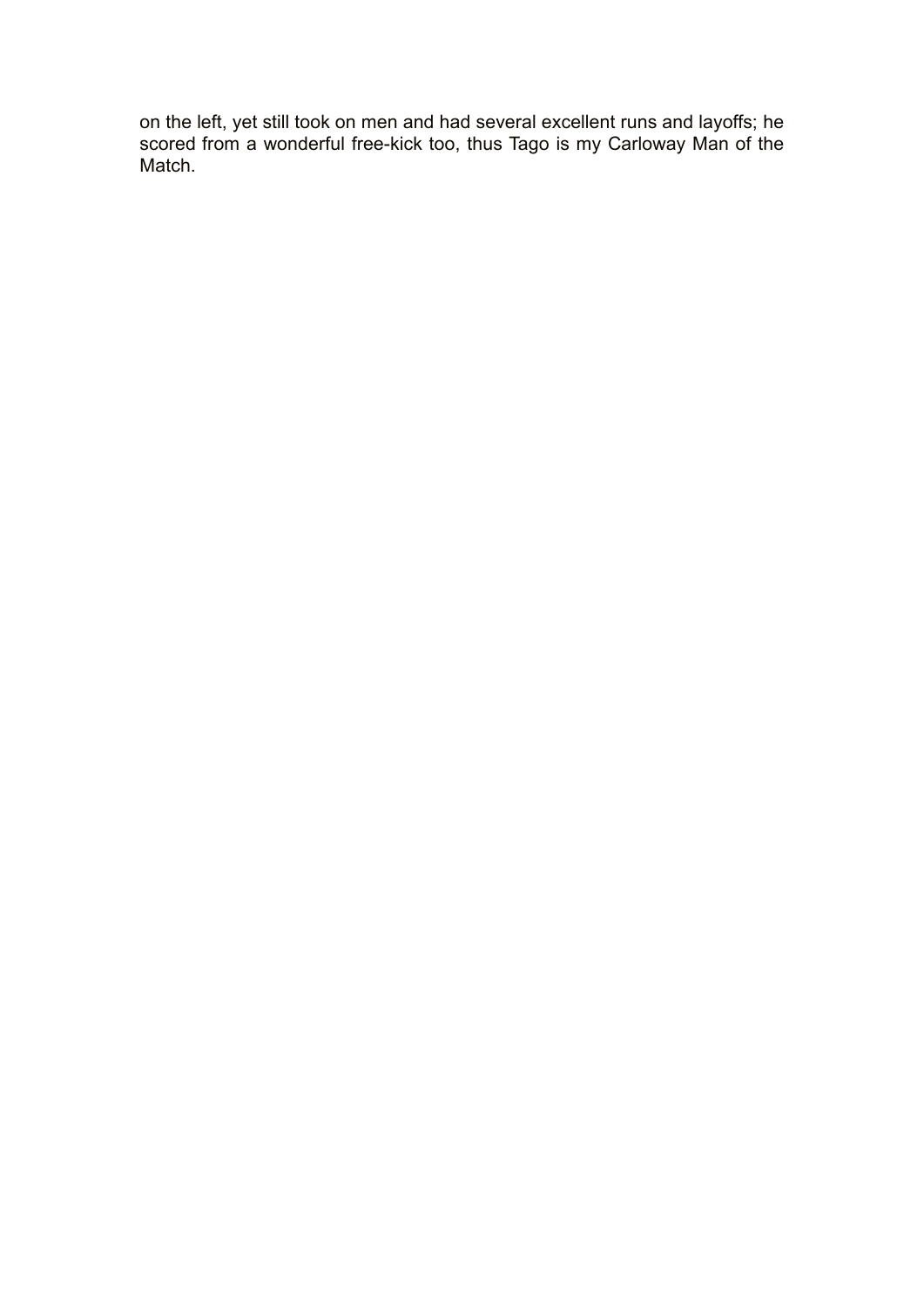on the left, yet still took on men and had several excellent runs and layoffs; he scored from a wonderful free-kick too, thus Tago is my Carloway Man of the Match.